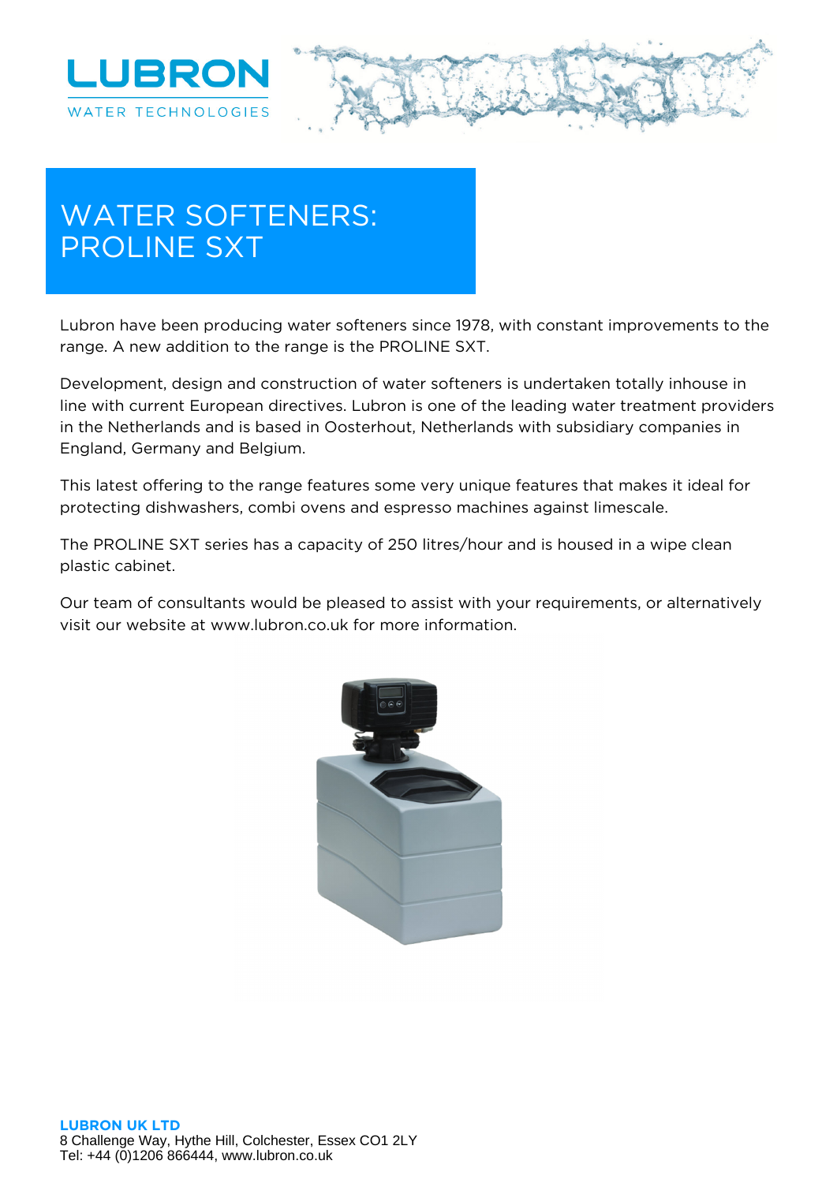LUBRON
WATER TECHNOLOGIES

# WATER SOFTENERS: PROLINE SXT

Lubron have been producing water softeners since 1978, with constant improvements to the range. A new addition to the range is the PROLINE SXT.

Development, design and construction of water softeners is undertaken totally inhouse in line with current European directives. Lubron is one of the leading water treatment providers in the Netherlands and is based in Oosterhout, Netherlands with subsidiary companies in England, Germany and Belgium.

This latest offering to the range features some very unique features that makes it ideal for protecting dishwashers, combi ovens and espresso machines against limescale.

The PROLINE SXT series has a capacity of 250 litres/hour and is housed in a wipe clean plastic cabinet.

Our team of consultants would be pleased to assist with your requirements, or alternatively visit our website at www.lubron.co.uk for more information.

**LUBRON UK LTD**
8 Challenge Way, Hythe Hill, Colchester, Essex CO1 2LY
Tel: +44 (0)1206 866444, www.lubron.co.uk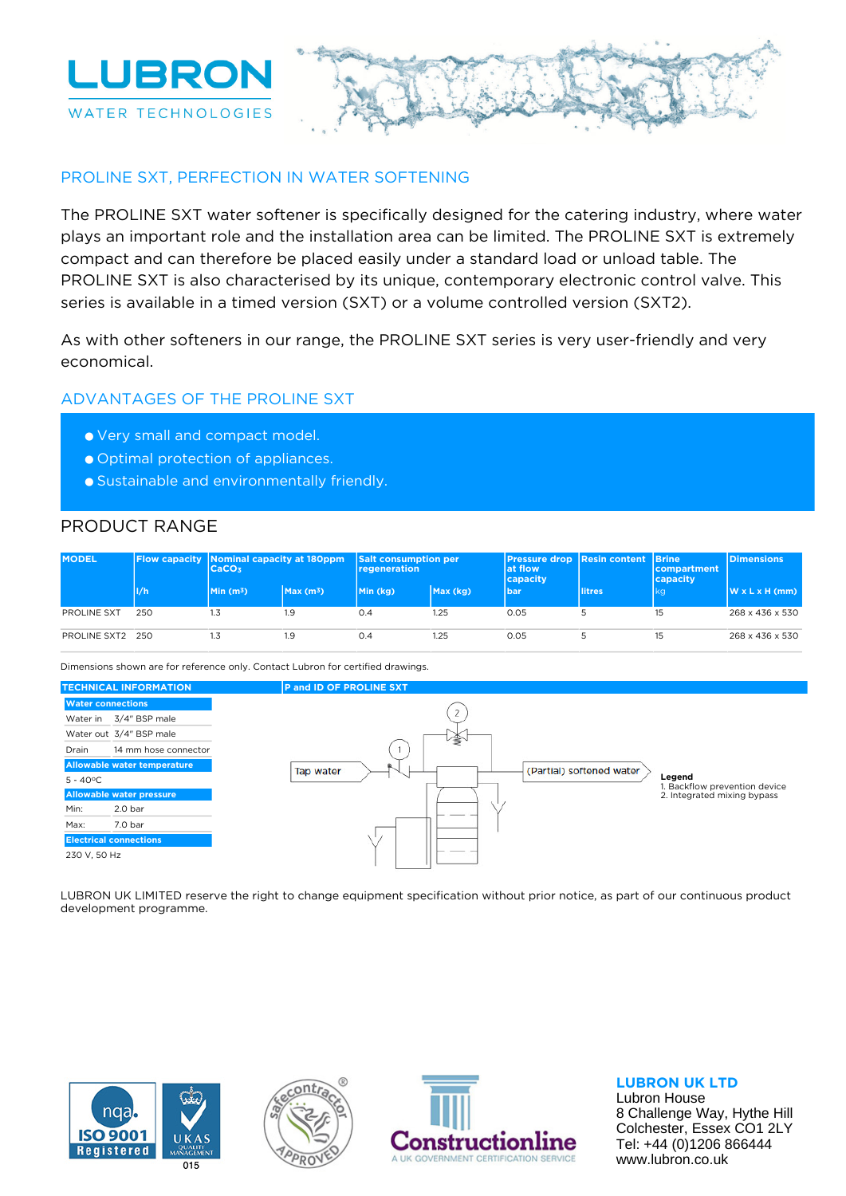## PROLINE SXT, PERFECTION IN WATER SOFTENING

The PROLINE SXT water softener is specifically designed for the catering industry, where water plays an important role and the installation area can be limited. The PROLINE SXT is extremely compact and can therefore be placed easily under a standard load or unload table. The PROLINE SXT is also characterised by its unique, contemporary electronic control valve. This series is available in a timed version (SXT) or a volume controlled version (SXT2).

As with other softeners in our range, the PROLINE SXT series is very user-friendly and very economical.

## ADVANTAGES OF THE PROLINE SXT

- Very small and compact model.
- Optimal protection of appliances.
- Sustainable and environmentally friendly.

## PRODUCT RANGE

| MODEL | Flow capacity | Nominal capacity at 180ppm $CaCO_3$ | | Salt consumption per regeneration | | Pressure drop at flow capacity | Resin content | Brine compartment capacity | Dimensions |
|---|---|---|---|---|---|---|---|---|---|
| | l/h | Min (m³) | Max (m³) | Min (kg) | Max (kg) | bar | litres | kg | W x L x H (mm) |
| PROLINE SXT | 250 | 1.3 | 1.9 | 0.4 | 1.25 | 0.05 | 5 | 15 | 268 x 436 x 530 |
| PROLINE SXT2 | 250 | 1.3 | 1.9 | 0.4 | 1.25 | 0.05 | 5 | 15 | 268 x 436 x 530 |

Dimensions shown are for reference only. Contact Lubron for certified drawings.

### TECHNICAL INFORMATION

| Water connections | |
|---|---|
| Water in | 3/4" BSP male |
| Water out | 3/4" BSP male |
| Drain | 14 mm hose connector |
| **Allowable water temperature** | |
| 5 - 40ºC | |
| **Allowable water pressure** | |
| Min: | 2.0 bar |
| Max: | 7.0 bar |
| **Electrical connections** | |
| 230 V, 50 Hz | |

### P and ID OF PROLINE SXT

Tap water

(Partial) softened water

1

2

**Legend**
1. Backflow prevention device
2. Integrated mixing bypass

LUBRON UK LIMITED reserve the right to change equipment specification without prior notice, as part of our continuous product development programme.

ISO 9001 Registered

UKAS Quality Management 015

safecontractor APPROVED

Constructionline A UK GOVERNMENT CERTIFICATION SERVICE

**LUBRON UK LTD**
Lubron House
8 Challenge Way, Hythe Hill
Colchester, Essex CO1 2LY
Tel: +44 (0)1206 866444
www.lubron.co.uk